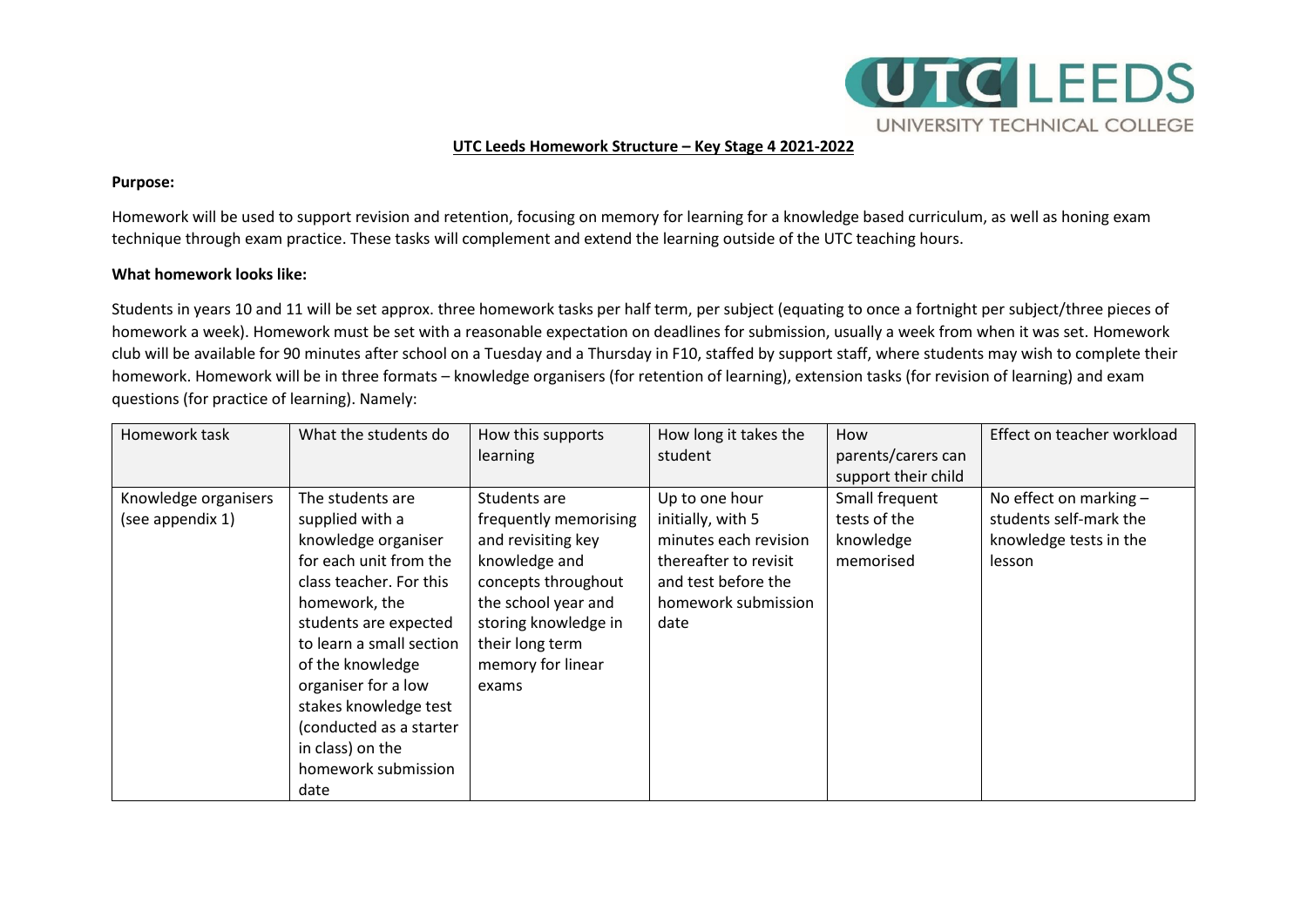**UTC Leeds Homework Structure – Key Stage 4 2021-2022**

**Purpose:**

Homework will be used to support revision and retention, focusing on memory for learning for a knowledge based curriculum, as well as honing exam technique through exam practice. These tasks will complement and extend the learning outside of the UTC teaching hours.

**What homework looks like:**

Students in years 10 and 11 will be set approx. three homework tasks per half term, per subject (equating to once a fortnight per subject/three pieces of homework a week). Homework must be set with a reasonable expectation on deadlines for submission, usually a week from when it was set. Homework club will be available for 90 minutes after school on a Tuesday and a Thursday in F10, staffed by support staff, where students may wish to complete their homework. Homework will be in three formats – knowledge organisers (for retention of learning), extension tasks (for revision of learning) and exam questions (for practice of learning). Namely:

| Homework task | What the students do | How this supports learning | How long it takes the student | How parents/carers can support their child | Effect on teacher workload |
|---|---|---|---|---|---|
| Knowledge organisers (see appendix 1) | The students are supplied with a knowledge organiser for each unit from the class teacher. For this homework, the students are expected to learn a small section of the knowledge organiser for a low stakes knowledge test (conducted as a starter in class) on the homework submission date | Students are frequently memorising and revisiting key knowledge and concepts throughout the school year and storing knowledge in their long term memory for linear exams | Up to one hour initially, with 5 minutes each revision thereafter to revisit and test before the homework submission date | Small frequent tests of the knowledge memorised | No effect on marking – students self-mark the knowledge tests in the lesson |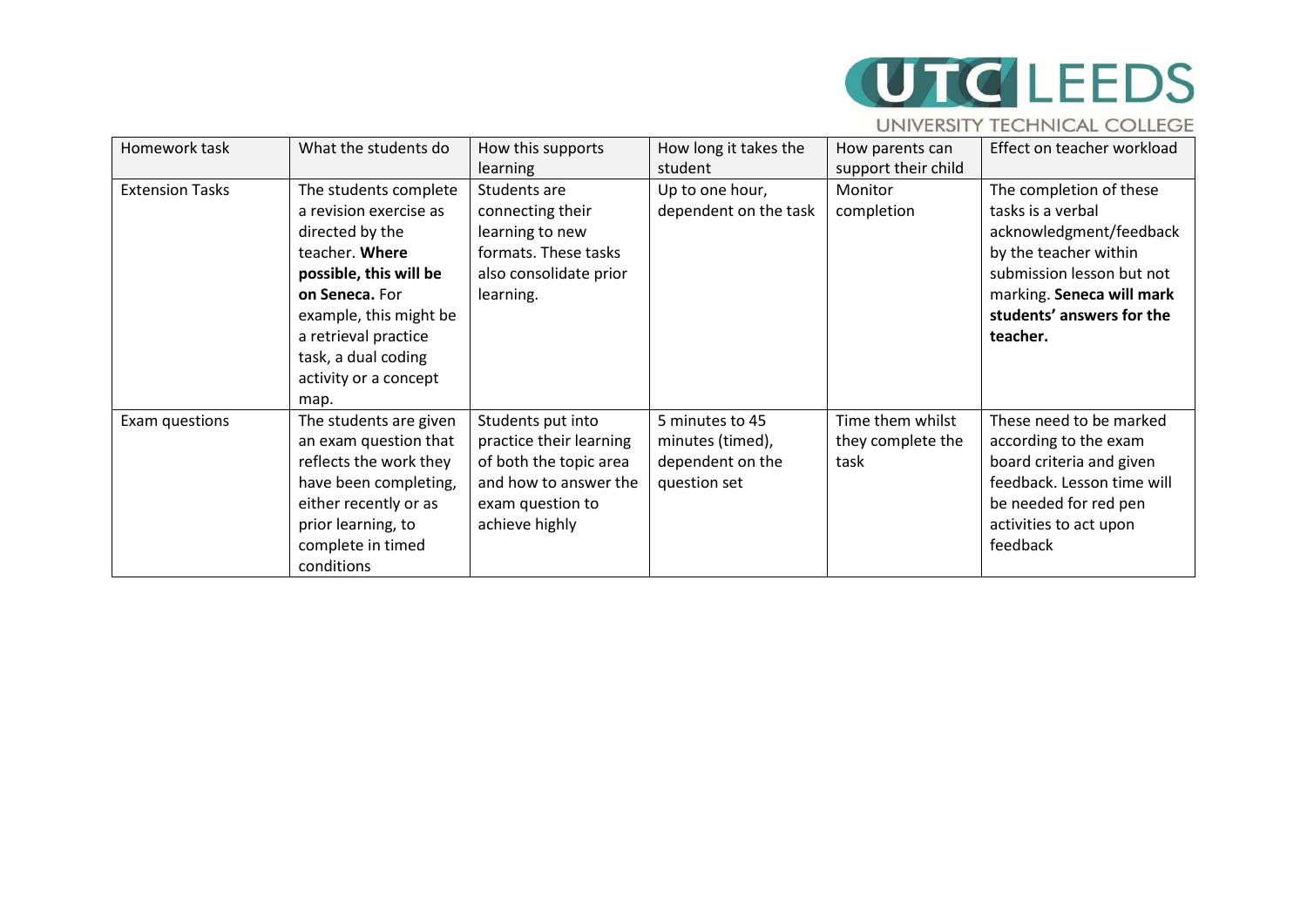| Homework task | What the students do | How this supports learning | How long it takes the student | How parents can support their child | Effect on teacher workload |
|---|---|---|---|---|---|
| Extension Tasks | The students complete a revision exercise as directed by the teacher. **Where possible, this will be on Seneca.** For example, this might be a retrieval practice task, a dual coding activity or a concept map. | Students are connecting their learning to new formats. These tasks also consolidate prior learning. | Up to one hour, dependent on the task | Monitor completion | The completion of these tasks is a verbal acknowledgment/feedback by the teacher within submission lesson but not marking. **Seneca will mark students' answers for the teacher.** |
| Exam questions | The students are given an exam question that reflects the work they have been completing, either recently or as prior learning, to complete in timed conditions | Students put into practice their learning of both the topic area and how to answer the exam question to achieve highly | 5 minutes to 45 minutes (timed), dependent on the question set | Time them whilst they complete the task | These need to be marked according to the exam board criteria and given feedback. Lesson time will be needed for red pen activities to act upon feedback |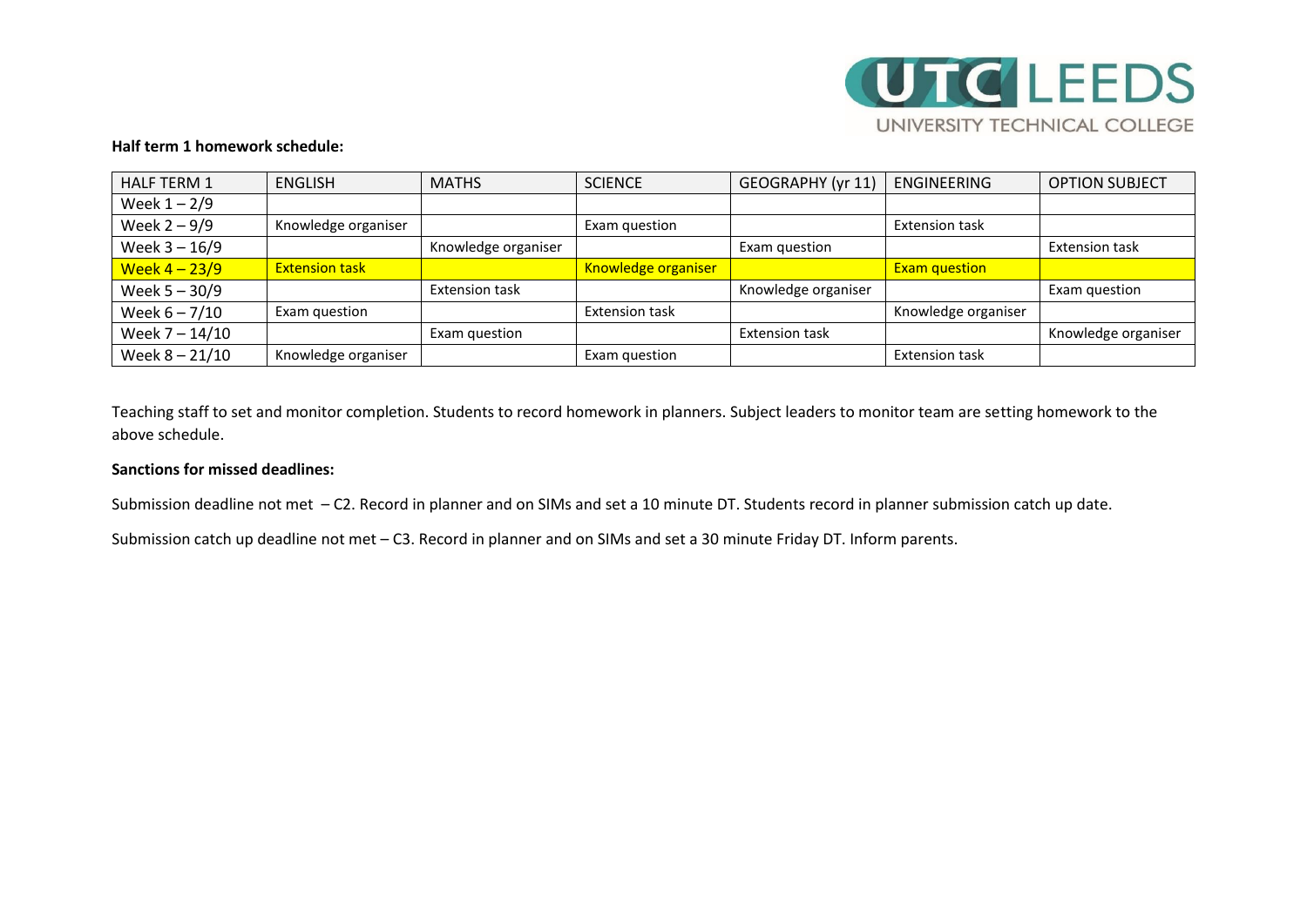**Half term 1 homework schedule:**

| HALF TERM 1 | ENGLISH | MATHS | SCIENCE | GEOGRAPHY (yr 11) | ENGINEERING | OPTION SUBJECT |
|---|---|---|---|---|---|---|
| Week 1 – 2/9 | | | | | | |
| Week 2 – 9/9 | Knowledge organiser | | Exam question | | Extension task | |
| Week 3 – 16/9 | | Knowledge organiser | | Exam question | | Extension task |
| Week 4 – 23/9 | Extension task | | Knowledge organiser | | Exam question | |
| Week 5 – 30/9 | | Extension task | | Knowledge organiser | | Exam question |
| Week 6 – 7/10 | Exam question | | Extension task | | Knowledge organiser | |
| Week 7 – 14/10 | | Exam question | | Extension task | | Knowledge organiser |
| Week 8 – 21/10 | Knowledge organiser | | Exam question | | Extension task | |

Teaching staff to set and monitor completion. Students to record homework in planners. Subject leaders to monitor team are setting homework to the above schedule.

**Sanctions for missed deadlines:**

Submission deadline not met – C2. Record in planner and on SIMs and set a 10 minute DT. Students record in planner submission catch up date.

Submission catch up deadline not met – C3. Record in planner and on SIMs and set a 30 minute Friday DT. Inform parents.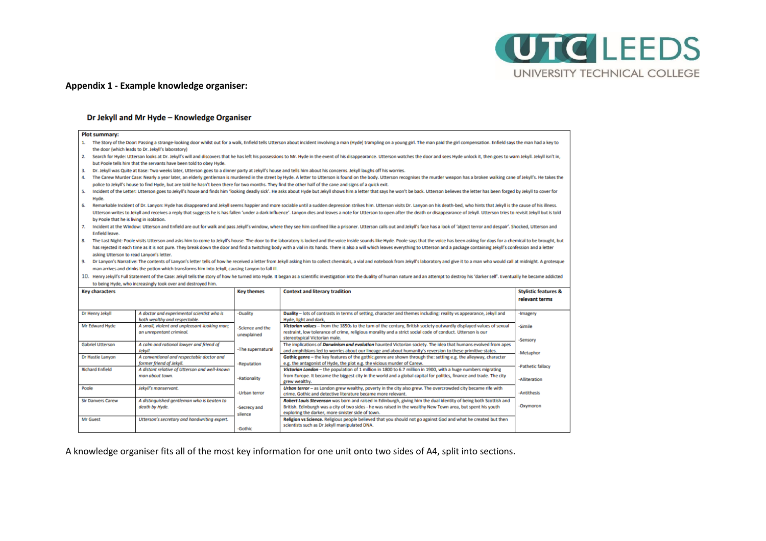**Appendix 1 - Example knowledge organiser:**

## Dr Jekyll and Mr Hyde – Knowledge Organiser

**Plot summary:**

1. The Story of the Door: Passing a strange-looking door whilst out for a walk, Enfield tells Utterson about incident involving a man (Hyde) trampling on a young girl. The man paid the girl compensation. Enfield says the man had a key to the door (which leads to Dr. Jekyll's laboratory)
2. Search for Hyde: Utterson looks at Dr. Jekyll's will and discovers that he has left his possessions to Mr. Hyde in the event of his disappearance. Utterson watches the door and sees Hyde unlock it, then goes to warn Jekyll. Jekyll isn't in, but Poole tells him that the servants have been told to obey Hyde.
3. Dr. Jekyll was Quite at Ease: Two weeks later, Utterson goes to a dinner party at Jekyll's house and tells him about his concerns. Jekyll laughs off his worries.
4. The Carew Murder Case: Nearly a year later, an elderly gentleman is murdered in the street by Hyde. A letter to Utterson is found on the body. Utterson recognises the murder weapon has a broken walking cane of Jekyll's. He takes the police to Jekyll's house to find Hyde, but are told he hasn't been there for two months. They find the other half of the cane and signs of a quick exit.
5. Incident of the Letter: Utterson goes to Jekyll's house and finds him 'looking deadly sick'. He asks about Hyde but Jekyll shows him a letter that says he won't be back. Utterson believes the letter has been forged by Jekyll to cover for Hyde.
6. Remarkable Incident of Dr. Lanyon: Hyde has disappeared and Jekyll seems happier and more sociable until a sudden depression strikes him. Utterson visits Dr. Lanyon on his death-bed, who hints that Jekyll is the cause of his illness. Utterson writes to Jekyll and receives a reply that suggests he is has fallen 'under a dark influence'. Lanyon dies and leaves a note for Utterson to open after the death or disappearance of Jekyll. Utterson tries to revisit Jekyll but is told by Poole that he is living in isolation.
7. Incident at the Window: Utterson and Enfield are out for walk and pass Jekyll's window, where they see him confined like a prisoner. Utterson calls out and Jekyll's face has a look of 'abject terror and despair'. Shocked, Utterson and Enfield leave.
8. The Last Night: Poole visits Utterson and asks him to come to Jekyll's house. The door to the laboratory is locked and the voice inside sounds like Hyde. Poole says that the voice has been asking for days for a chemical to be brought, but has rejected it each time as it is not pure. They break down the door and find a twitching body with a vial in its hands. There is also a will which leaves everything to Utterson and a package containing Jekyll's confession and a letter asking Utterson to read Lanyon's letter.
9. Dr Lanyon's Narrative: The contents of Lanyon's letter tells of how he received a letter from Jekyll asking him to collect chemicals, a vial and notebook from Jekyll's laboratory and give it to a man who would call at midnight. A grotesque man arrives and drinks the potion which transforms him into Jekyll, causing Lanyon to fall ill.
10. Henry Jekyll's Full Statement of the Case: Jekyll tells the story of how he turned into Hyde. It began as a scientific investigation into the duality of human nature and an attempt to destroy his 'darker self'. Eventually he became addicted to being Hyde, who increasingly took over and destroyed him.

| **Key characters** | | **Key themes** | **Context and literary tradition** | **Stylistic features & relevant terms** |
|---|---|---|---|---|
| Dr Henry Jekyll | *A doctor and experimental scientist who is both wealthy and respectable.* | -Duality | **Duality** – lots of contrasts in terms of setting, character and themes including: reality vs appearance, Jekyll and Hyde, light and dark. | -Imagery |
| Mr Edward Hyde | *A small, violent and unpleasant-looking man; an unrepentant criminal.* | -Science and the unexplained | ***Victorian values*** – from the 1850s to the turn of the century, British society outwardly displayed values of sexual restraint, low tolerance of crime, religious morality and a strict social code of conduct. Utterson is our stereotypical Victorian male. | -Simile<br>-Sensory |
| Gabriel Utterson | *A calm and rational lawyer and friend of Jekyll.* | -The supernatural | The implications of ***Darwinism and evolution*** haunted Victorian society. The idea that humans evolved from apes and amphibians led to worries about our lineage and about humanity's reversion to these primitive states. | -Metaphor |
| Dr Hastie Lanyon | *A conventional and respectable doctor and former friend of Jekyll.* | -Reputation | **Gothic genre** – the key features of the gothic genre are shown through the: setting e.g. the alleyway, character e.g. the antagonist of Hyde, the plot e.g. the vicious murder of Carew. | -Pathetic fallacy |
| Richard Enfield | *A distant relative of Utterson and well-known man about town.* | -Rationality | ***Victorian London*** – the population of 1 million in 1800 to 6.7 million in 1900, with a huge numbers migrating from Europe. It became the biggest city in the world and a global capital for politics, finance and trade. The city grew wealthy. | -Alliteration |
| Poole | *Jekyll's manservant.* | -Urban terror | ***Urban terror*** – as London grew wealthy, poverty in the city also grew. The overcrowded city became rife with crime. Gothic and detective literature became more relevant. | -Antithesis |
| Sir Danvers Carew | *A distinguished gentleman who is beaten to death by Hyde.* | -Secrecy and silence | ***Robert Louis Stevenson*** was born and raised in Edinburgh, giving him the dual identity of being both Scottish and British. Edinburgh was a city of two sides - he was raised in the wealthy New Town area, but spent his youth exploring the darker, more sinister side of town. | -Oxymoron |
| Mr Guest | *Utterson's secretary and handwriting expert.* | -Gothic | **Religion vs Science.** Religious people believed that you should not go against God and what he created but then scientists such as Dr Jekyll manipulated DNA. | |

A knowledge organiser fits all of the most key information for one unit onto two sides of A4, split into sections.